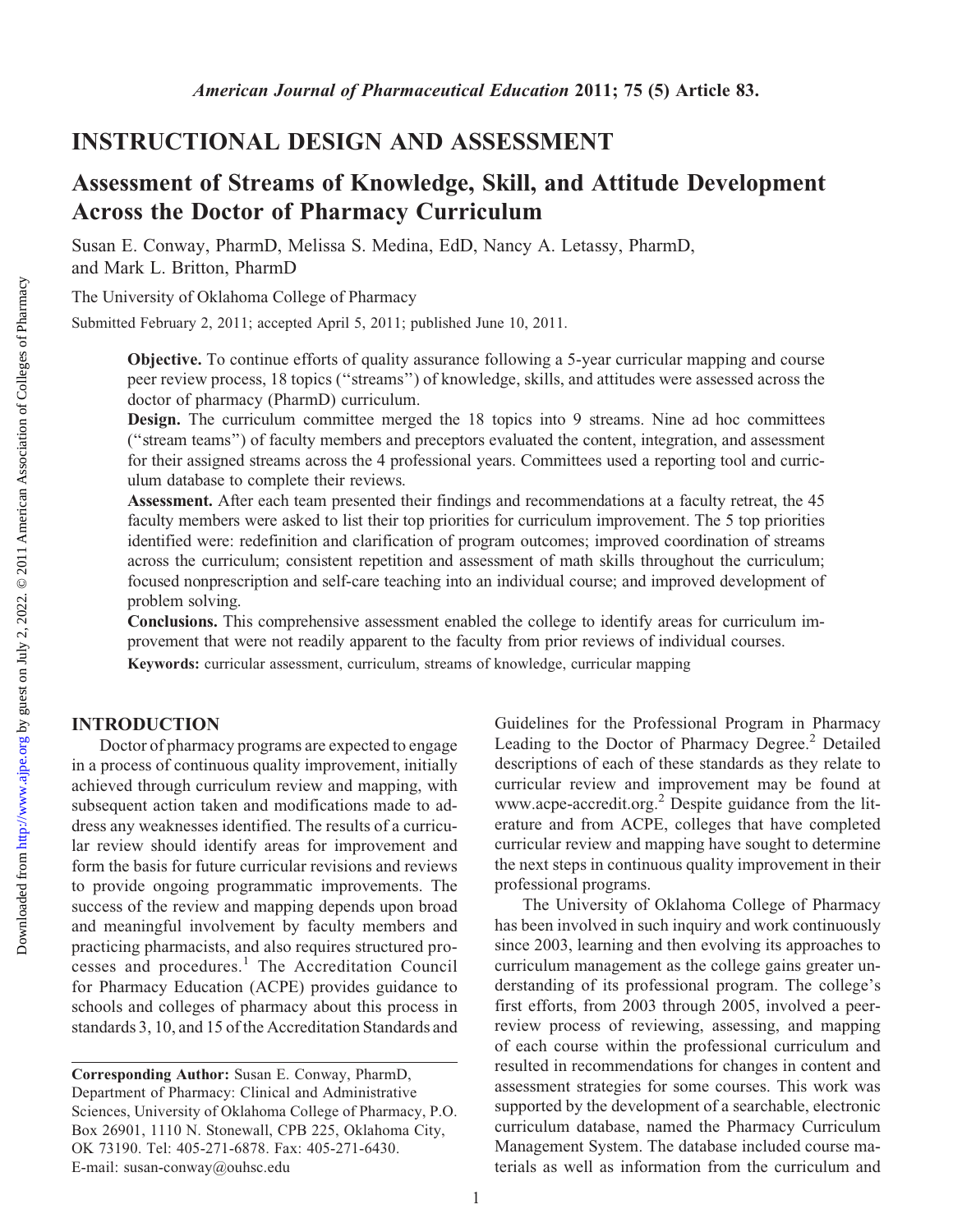# INSTRUCTIONAL DESIGN AND ASSESSMENT

## Assessment of Streams of Knowledge, Skill, and Attitude Development Across the Doctor of Pharmacy Curriculum

Susan E. Conway, PharmD, Melissa S. Medina, EdD, Nancy A. Letassy, PharmD, and Mark L. Britton, PharmD

The University of Oklahoma College of Pharmacy

Submitted February 2, 2011; accepted April 5, 2011; published June 10, 2011.

**Objective.** To continue efforts of quality assurance following a 5-year curricular mapping and course peer review process, 18 topics ("streams") of knowledge, skills, and attitudes were assessed across the doctor of pharmacy (PharmD) curriculum.

**Design.** The curriculum committee merged the 18 topics into 9 streams. Nine ad hoc committees ("stream teams") of faculty members and preceptors evaluated the content, integration, and assessment for their assigned streams across the 4 professional years. Committees used a reporting tool and curriculum database to complete their reviews.

**Assessment.** After each team presented their findings and recommendations at a faculty retreat, the 45 faculty members were asked to list their top priorities for curriculum improvement. The 5 top priorities identified were: redefinition and clarification of program outcomes; improved coordination of streams across the curriculum; consistent repetition and assessment of math skills throughout the curriculum; focused nonprescription and self-care teaching into an individual course; and improved development of problem solving.

**Conclusions.** This comprehensive assessment enabled the college to identify areas for curriculum improvement that were not readily apparent to the faculty from prior reviews of individual courses.

**Keywords:** curricular assessment, curriculum, streams of knowledge, curricular mapping

## INTRODUCTION

Doctor of pharmacy programs are expected to engage in a process of continuous quality improvement, initially achieved through curriculum review and mapping, with subsequent action taken and modifications made to address any weaknesses identified. The results of a curricular review should identify areas for improvement and form the basis for future curricular revisions and reviews to provide ongoing programmatic improvements. The success of the review and mapping depends upon broad and meaningful involvement by faculty members and practicing pharmacists, and also requires structured processes and procedures.[1] The Accreditation Council for Pharmacy Education (ACPE) provides guidance to schools and colleges of pharmacy about this process in standards 3, 10, and 15 of the Accreditation Standards and Guidelines for the Professional Program in Pharmacy Leading to the Doctor of Pharmacy Degree.[2] Detailed descriptions of each of these standards as they relate to curricular review and improvement may be found at www.acpe-accredit.org.[2] Despite guidance from the literature and from ACPE, colleges that have completed curricular review and mapping have sought to determine the next steps in continuous quality improvement in their professional programs.

The University of Oklahoma College of Pharmacy has been involved in such inquiry and work continuously since 2003, learning and then evolving its approaches to curriculum management as the college gains greater understanding of its professional program. The college's first efforts, from 2003 through 2005, involved a peer-review process of reviewing, assessing, and mapping of each course within the professional curriculum and resulted in recommendations for changes in content and assessment strategies for some courses. This work was supported by the development of a searchable, electronic curriculum database, named the Pharmacy Curriculum Management System. The database included course materials as well as information from the curriculum and

**Corresponding Author:** Susan E. Conway, PharmD, Department of Pharmacy: Clinical and Administrative Sciences, University of Oklahoma College of Pharmacy, P.O. Box 26901, 1110 N. Stonewall, CPB 225, Oklahoma City, OK 73190. Tel: 405-271-6878. Fax: 405-271-6430. E-mail: susan-conway@ouhsc.edu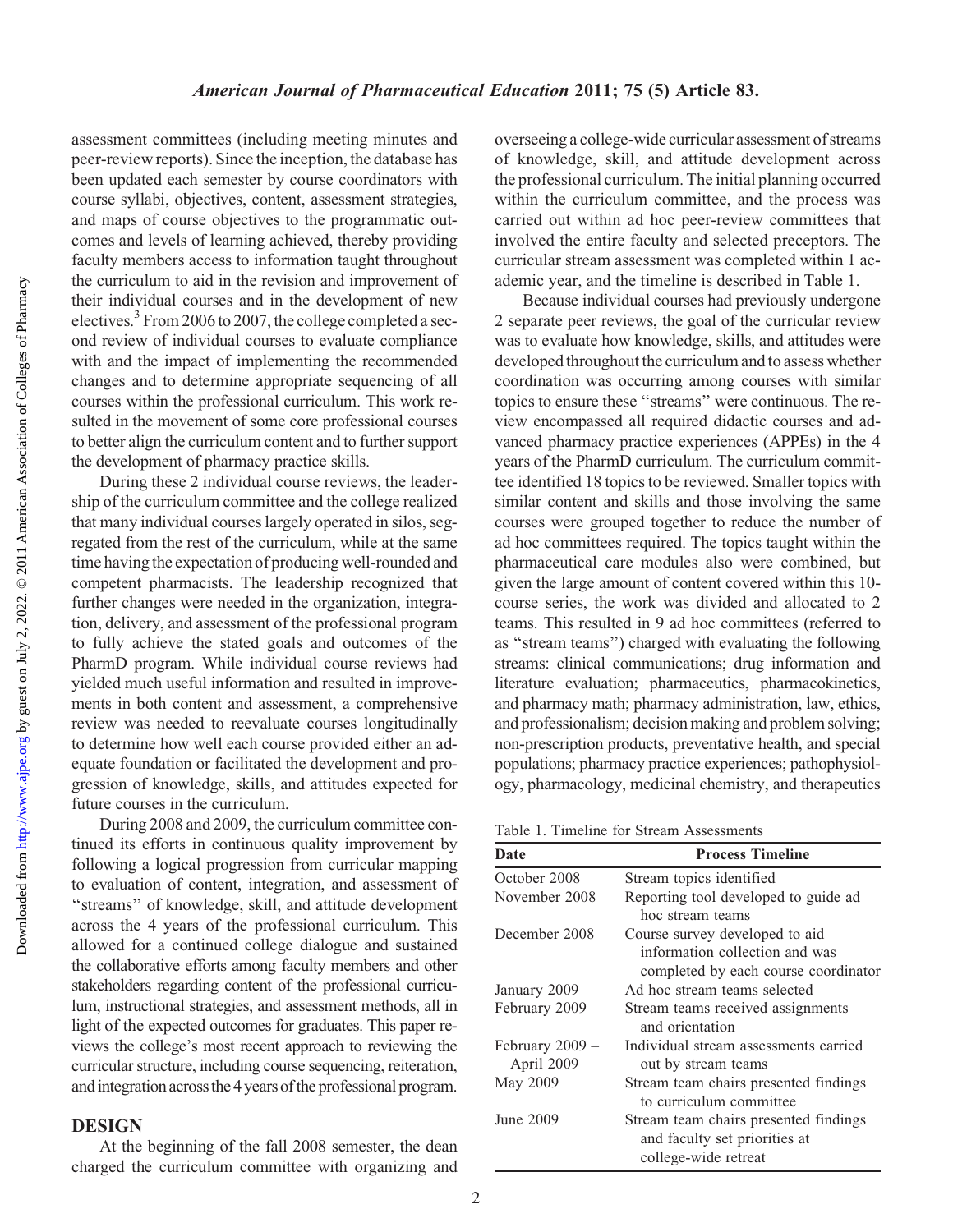assessment committees (including meeting minutes and peer-review reports). Since the inception, the database has been updated each semester by course coordinators with course syllabi, objectives, content, assessment strategies, and maps of course objectives to the programmatic outcomes and levels of learning achieved, thereby providing faculty members access to information taught throughout the curriculum to aid in the revision and improvement of their individual courses and in the development of new electives.[3] From 2006 to 2007, the college completed a second review of individual courses to evaluate compliance with and the impact of implementing the recommended changes and to determine appropriate sequencing of all courses within the professional curriculum. This work resulted in the movement of some core professional courses to better align the curriculum content and to further support the development of pharmacy practice skills.

During these 2 individual course reviews, the leadership of the curriculum committee and the college realized that many individual courses largely operated in silos, segregated from the rest of the curriculum, while at the same time having the expectation of producing well-rounded and competent pharmacists. The leadership recognized that further changes were needed in the organization, integration, delivery, and assessment of the professional program to fully achieve the stated goals and outcomes of the PharmD program. While individual course reviews had yielded much useful information and resulted in improvements in both content and assessment, a comprehensive review was needed to reevaluate courses longitudinally to determine how well each course provided either an adequate foundation or facilitated the development and progression of knowledge, skills, and attitudes expected for future courses in the curriculum.

During 2008 and 2009, the curriculum committee continued its efforts in continuous quality improvement by following a logical progression from curricular mapping to evaluation of content, integration, and assessment of "streams" of knowledge, skill, and attitude development across the 4 years of the professional curriculum. This allowed for a continued college dialogue and sustained the collaborative efforts among faculty members and other stakeholders regarding content of the professional curriculum, instructional strategies, and assessment methods, all in light of the expected outcomes for graduates. This paper reviews the college's most recent approach to reviewing the curricular structure, including course sequencing, reiteration, and integration across the 4 years of the professional program.

## DESIGN

At the beginning of the fall 2008 semester, the dean charged the curriculum committee with organizing and overseeing a college-wide curricular assessment of streams of knowledge, skill, and attitude development across the professional curriculum. The initial planning occurred within the curriculum committee, and the process was carried out within ad hoc peer-review committees that involved the entire faculty and selected preceptors. The curricular stream assessment was completed within 1 academic year, and the timeline is described in Table 1.

Because individual courses had previously undergone 2 separate peer reviews, the goal of the curricular review was to evaluate how knowledge, skills, and attitudes were developed throughout the curriculum and to assess whether coordination was occurring among courses with similar topics to ensure these "streams" were continuous. The review encompassed all required didactic courses and advanced pharmacy practice experiences (APPEs) in the 4 years of the PharmD curriculum. The curriculum committee identified 18 topics to be reviewed. Smaller topics with similar content and skills and those involving the same courses were grouped together to reduce the number of ad hoc committees required. The topics taught within the pharmaceutical care modules also were combined, but given the large amount of content covered within this 10-course series, the work was divided and allocated to 2 teams. This resulted in 9 ad hoc committees (referred to as "stream teams") charged with evaluating the following streams: clinical communications; drug information and literature evaluation; pharmaceutics, pharmacokinetics, and pharmacy math; pharmacy administration, law, ethics, and professionalism; decision making and problem solving; non-prescription products, preventative health, and special populations; pharmacy practice experiences; pathophysiology, pharmacology, medicinal chemistry, and therapeutics

Table 1. Timeline for Stream Assessments

| Date | Process Timeline |
|---|---|
| October 2008 | Stream topics identified |
| November 2008 | Reporting tool developed to guide ad hoc stream teams |
| December 2008 | Course survey developed to aid information collection and was completed by each course coordinator |
| January 2009 | Ad hoc stream teams selected |
| February 2009 | Stream teams received assignments and orientation |
| February 2009 – April 2009 | Individual stream assessments carried out by stream teams |
| May 2009 | Stream team chairs presented findings to curriculum committee |
| June 2009 | Stream team chairs presented findings and faculty set priorities at college-wide retreat |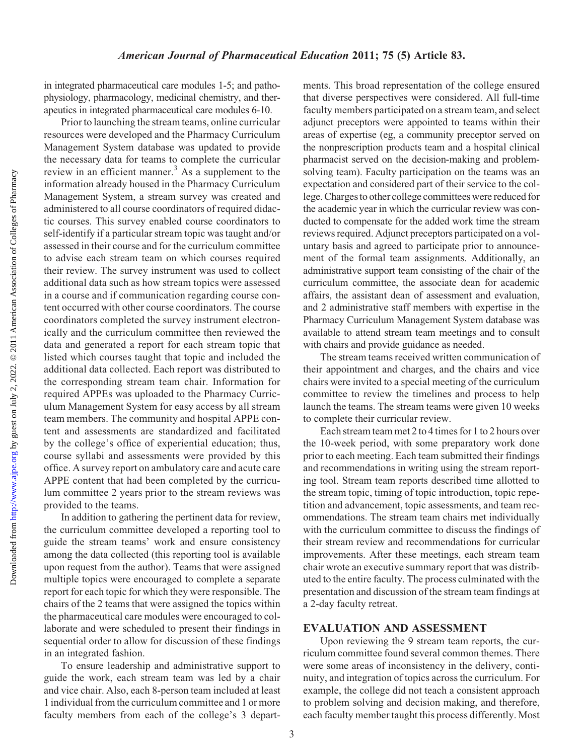in integrated pharmaceutical care modules 1-5; and pathophysiology, pharmacology, medicinal chemistry, and therapeutics in integrated pharmaceutical care modules 6-10.

Prior to launching the stream teams, online curricular resources were developed and the Pharmacy Curriculum Management System database was updated to provide the necessary data for teams to complete the curricular review in an efficient manner.[3] As a supplement to the information already housed in the Pharmacy Curriculum Management System, a stream survey was created and administered to all course coordinators of required didactic courses. This survey enabled course coordinators to self-identify if a particular stream topic was taught and/or assessed in their course and for the curriculum committee to advise each stream team on which courses required their review. The survey instrument was used to collect additional data such as how stream topics were assessed in a course and if communication regarding course content occurred with other course coordinators. The course coordinators completed the survey instrument electronically and the curriculum committee then reviewed the data and generated a report for each stream topic that listed which courses taught that topic and included the additional data collected. Each report was distributed to the corresponding stream team chair. Information for required APPEs was uploaded to the Pharmacy Curriculum Management System for easy access by all stream team members. The community and hospital APPE content and assessments are standardized and facilitated by the college's office of experiential education; thus, course syllabi and assessments were provided by this office. A survey report on ambulatory care and acute care APPE content that had been completed by the curriculum committee 2 years prior to the stream reviews was provided to the teams.

In addition to gathering the pertinent data for review, the curriculum committee developed a reporting tool to guide the stream teams' work and ensure consistency among the data collected (this reporting tool is available upon request from the author). Teams that were assigned multiple topics were encouraged to complete a separate report for each topic for which they were responsible. The chairs of the 2 teams that were assigned the topics within the pharmaceutical care modules were encouraged to collaborate and were scheduled to present their findings in sequential order to allow for discussion of these findings in an integrated fashion.

To ensure leadership and administrative support to guide the work, each stream team was led by a chair and vice chair. Also, each 8-person team included at least 1 individual from the curriculum committee and 1 or more faculty members from each of the college's 3 departments. This broad representation of the college ensured that diverse perspectives were considered. All full-time faculty members participated on a stream team, and select adjunct preceptors were appointed to teams within their areas of expertise (eg, a community preceptor served on the nonprescription products team and a hospital clinical pharmacist served on the decision-making and problem-solving team). Faculty participation on the teams was an expectation and considered part of their service to the college. Charges to other college committees were reduced for the academic year in which the curricular review was conducted to compensate for the added work time the stream reviews required. Adjunct preceptors participated on a voluntary basis and agreed to participate prior to announcement of the formal team assignments. Additionally, an administrative support team consisting of the chair of the curriculum committee, the associate dean for academic affairs, the assistant dean of assessment and evaluation, and 2 administrative staff members with expertise in the Pharmacy Curriculum Management System database was available to attend stream team meetings and to consult with chairs and provide guidance as needed.

The stream teams received written communication of their appointment and charges, and the chairs and vice chairs were invited to a special meeting of the curriculum committee to review the timelines and process to help launch the teams. The stream teams were given 10 weeks to complete their curricular review.

Each stream team met 2 to 4 times for 1 to 2 hours over the 10-week period, with some preparatory work done prior to each meeting. Each team submitted their findings and recommendations in writing using the stream reporting tool. Stream team reports described time allotted to the stream topic, timing of topic introduction, topic repetition and advancement, topic assessments, and team recommendations. The stream team chairs met individually with the curriculum committee to discuss the findings of their stream review and recommendations for curricular improvements. After these meetings, each stream team chair wrote an executive summary report that was distributed to the entire faculty. The process culminated with the presentation and discussion of the stream team findings at a 2-day faculty retreat.

## EVALUATION AND ASSESSMENT

Upon reviewing the 9 stream team reports, the curriculum committee found several common themes. There were some areas of inconsistency in the delivery, continuity, and integration of topics across the curriculum. For example, the college did not teach a consistent approach to problem solving and decision making, and therefore, each faculty member taught this process differently. Most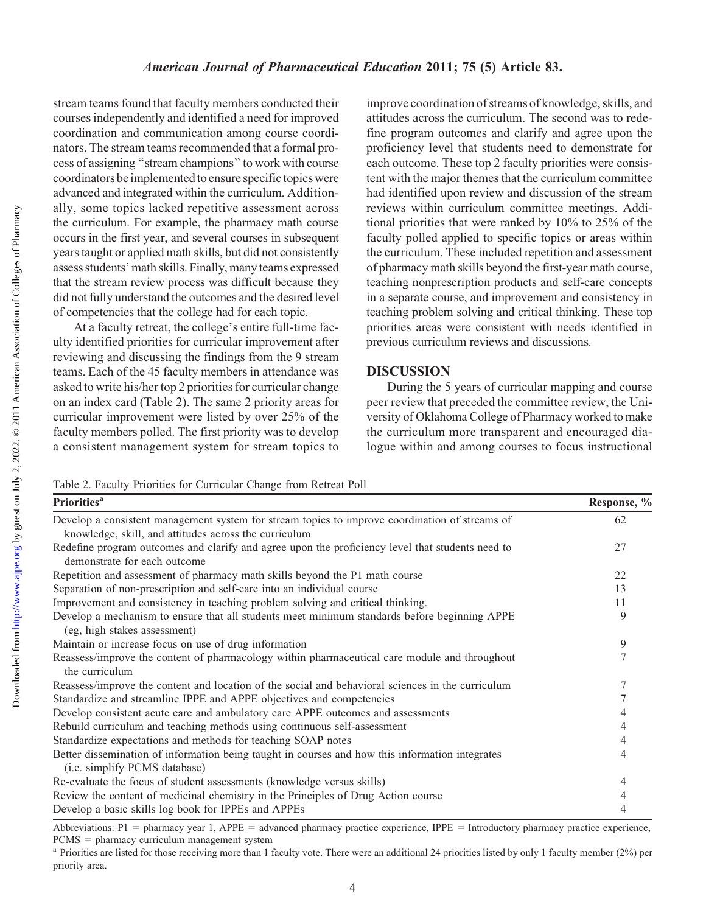stream teams found that faculty members conducted their courses independently and identified a need for improved coordination and communication among course coordinators. The stream teams recommended that a formal process of assigning "stream champions" to work with course coordinators be implemented to ensure specific topics were advanced and integrated within the curriculum. Additionally, some topics lacked repetitive assessment across the curriculum. For example, the pharmacy math course occurs in the first year, and several courses in subsequent years taught or applied math skills, but did not consistently assess students' math skills. Finally, many teams expressed that the stream review process was difficult because they did not fully understand the outcomes and the desired level of competencies that the college had for each topic.

At a faculty retreat, the college's entire full-time faculty identified priorities for curricular improvement after reviewing and discussing the findings from the 9 stream teams. Each of the 45 faculty members in attendance was asked to write his/her top 2 priorities for curricular change on an index card (Table 2). The same 2 priority areas for curricular improvement were listed by over 25% of the faculty members polled. The first priority was to develop a consistent management system for stream topics to improve coordination of streams of knowledge, skills, and attitudes across the curriculum. The second was to redefine program outcomes and clarify and agree upon the proficiency level that students need to demonstrate for each outcome. These top 2 faculty priorities were consistent with the major themes that the curriculum committee had identified upon review and discussion of the stream reviews within curriculum committee meetings. Additional priorities that were ranked by 10% to 25% of the faculty polled applied to specific topics or areas within the curriculum. These included repetition and assessment of pharmacy math skills beyond the first-year math course, teaching nonprescription products and self-care concepts in a separate course, and improvement and consistency in teaching problem solving and critical thinking. These top priorities areas were consistent with needs identified in previous curriculum reviews and discussions.

## DISCUSSION

During the 5 years of curricular mapping and course peer review that preceded the committee review, the University of Oklahoma College of Pharmacy worked to make the curriculum more transparent and encouraged dialogue within and among courses to focus instructional

Table 2. Faculty Priorities for Curricular Change from Retreat Poll

| Priorities[a] | Response, % |
|---|---|
| Develop a consistent management system for stream topics to improve coordination of streams of knowledge, skill, and attitudes across the curriculum | 62 |
| Redefine program outcomes and clarify and agree upon the proficiency level that students need to demonstrate for each outcome | 27 |
| Repetition and assessment of pharmacy math skills beyond the P1 math course | 22 |
| Separation of non-prescription and self-care into an individual course | 13 |
| Improvement and consistency in teaching problem solving and critical thinking. | 11 |
| Develop a mechanism to ensure that all students meet minimum standards before beginning APPE (eg, high stakes assessment) | 9 |
| Maintain or increase focus on use of drug information | 9 |
| Reassess/improve the content of pharmacology within pharmaceutical care module and throughout the curriculum | 7 |
| Reassess/improve the content and location of the social and behavioral sciences in the curriculum | 7 |
| Standardize and streamline IPPE and APPE objectives and competencies | 7 |
| Develop consistent acute care and ambulatory care APPE outcomes and assessments | 4 |
| Rebuild curriculum and teaching methods using continuous self-assessment | 4 |
| Standardize expectations and methods for teaching SOAP notes | 4 |
| Better dissemination of information being taught in courses and how this information integrates (i.e. simplify PCMS database) | 4 |
| Re-evaluate the focus of student assessments (knowledge versus skills) | 4 |
| Review the content of medicinal chemistry in the Principles of Drug Action course | 4 |
| Develop a basic skills log book for IPPEs and APPEs | 4 |

Abbreviations: P1 = pharmacy year 1, APPE = advanced pharmacy practice experience, IPPE = Introductory pharmacy practice experience, PCMS = pharmacy curriculum management system

[a] Priorities are listed for those receiving more than 1 faculty vote. There were an additional 24 priorities listed by only 1 faculty member (2%) per priority area.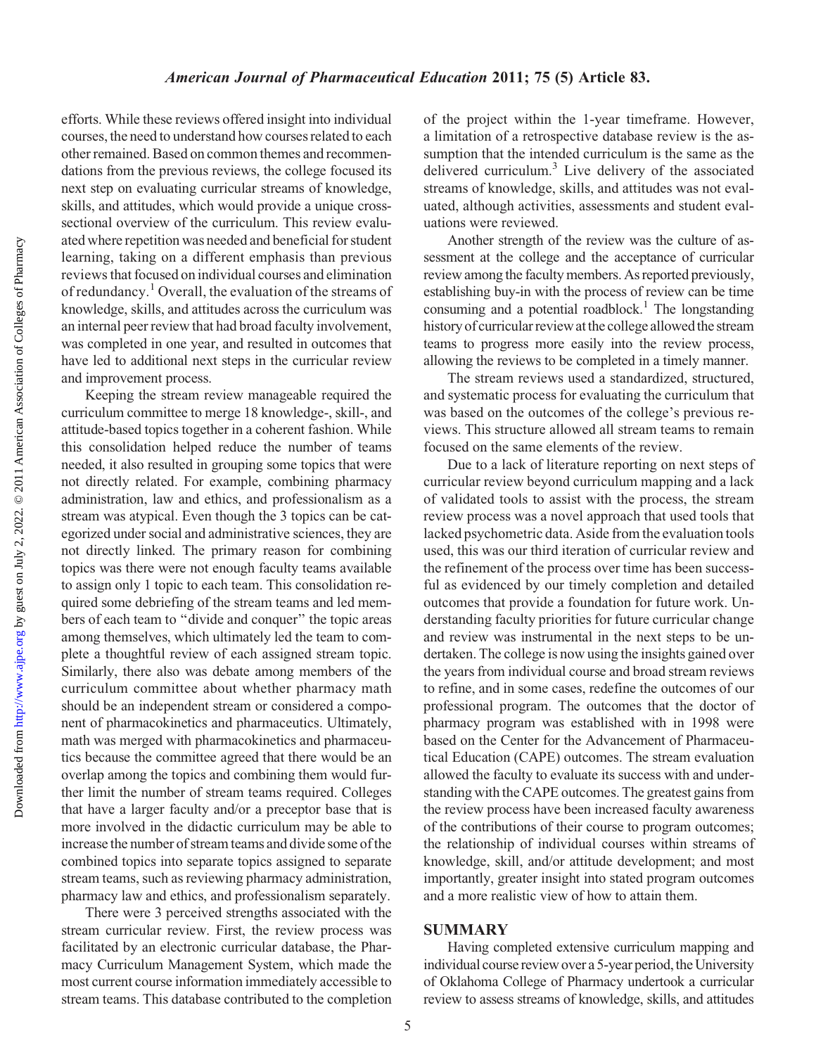efforts. While these reviews offered insight into individual courses, the need to understand how courses related to each other remained. Based on common themes and recommendations from the previous reviews, the college focused its next step on evaluating curricular streams of knowledge, skills, and attitudes, which would provide a unique cross-sectional overview of the curriculum. This review evaluated where repetition was needed and beneficial for student learning, taking on a different emphasis than previous reviews that focused on individual courses and elimination of redundancy.[1] Overall, the evaluation of the streams of knowledge, skills, and attitudes across the curriculum was an internal peer review that had broad faculty involvement, was completed in one year, and resulted in outcomes that have led to additional next steps in the curricular review and improvement process.

Keeping the stream review manageable required the curriculum committee to merge 18 knowledge-, skill-, and attitude-based topics together in a coherent fashion. While this consolidation helped reduce the number of teams needed, it also resulted in grouping some topics that were not directly related. For example, combining pharmacy administration, law and ethics, and professionalism as a stream was atypical. Even though the 3 topics can be categorized under social and administrative sciences, they are not directly linked. The primary reason for combining topics was there were not enough faculty teams available to assign only 1 topic to each team. This consolidation required some debriefing of the stream teams and led members of each team to "divide and conquer" the topic areas among themselves, which ultimately led the team to complete a thoughtful review of each assigned stream topic. Similarly, there also was debate among members of the curriculum committee about whether pharmacy math should be an independent stream or considered a component of pharmacokinetics and pharmaceutics. Ultimately, math was merged with pharmacokinetics and pharmaceutics because the committee agreed that there would be an overlap among the topics and combining them would further limit the number of stream teams required. Colleges that have a larger faculty and/or a preceptor base that is more involved in the didactic curriculum may be able to increase the number of stream teams and divide some of the combined topics into separate topics assigned to separate stream teams, such as reviewing pharmacy administration, pharmacy law and ethics, and professionalism separately.

There were 3 perceived strengths associated with the stream curricular review. First, the review process was facilitated by an electronic curricular database, the Pharmacy Curriculum Management System, which made the most current course information immediately accessible to stream teams. This database contributed to the completion of the project within the 1-year timeframe. However, a limitation of a retrospective database review is the assumption that the intended curriculum is the same as the delivered curriculum.[3] Live delivery of the associated streams of knowledge, skills, and attitudes was not evaluated, although activities, assessments and student evaluations were reviewed.

Another strength of the review was the culture of assessment at the college and the acceptance of curricular review among the faculty members. As reported previously, establishing buy-in with the process of review can be time consuming and a potential roadblock.[1] The longstanding history of curricular review at the college allowed the stream teams to progress more easily into the review process, allowing the reviews to be completed in a timely manner.

The stream reviews used a standardized, structured, and systematic process for evaluating the curriculum that was based on the outcomes of the college's previous reviews. This structure allowed all stream teams to remain focused on the same elements of the review.

Due to a lack of literature reporting on next steps of curricular review beyond curriculum mapping and a lack of validated tools to assist with the process, the stream review process was a novel approach that used tools that lacked psychometric data. Aside from the evaluation tools used, this was our third iteration of curricular review and the refinement of the process over time has been successful as evidenced by our timely completion and detailed outcomes that provide a foundation for future work. Understanding faculty priorities for future curricular change and review was instrumental in the next steps to be undertaken. The college is now using the insights gained over the years from individual course and broad stream reviews to refine, and in some cases, redefine the outcomes of our professional program. The outcomes that the doctor of pharmacy program was established with in 1998 were based on the Center for the Advancement of Pharmaceutical Education (CAPE) outcomes. The stream evaluation allowed the faculty to evaluate its success with and understanding with the CAPE outcomes. The greatest gains from the review process have been increased faculty awareness of the contributions of their course to program outcomes; the relationship of individual courses within streams of knowledge, skill, and/or attitude development; and most importantly, greater insight into stated program outcomes and a more realistic view of how to attain them.

## SUMMARY

Having completed extensive curriculum mapping and individual course review over a 5-year period, the University of Oklahoma College of Pharmacy undertook a curricular review to assess streams of knowledge, skills, and attitudes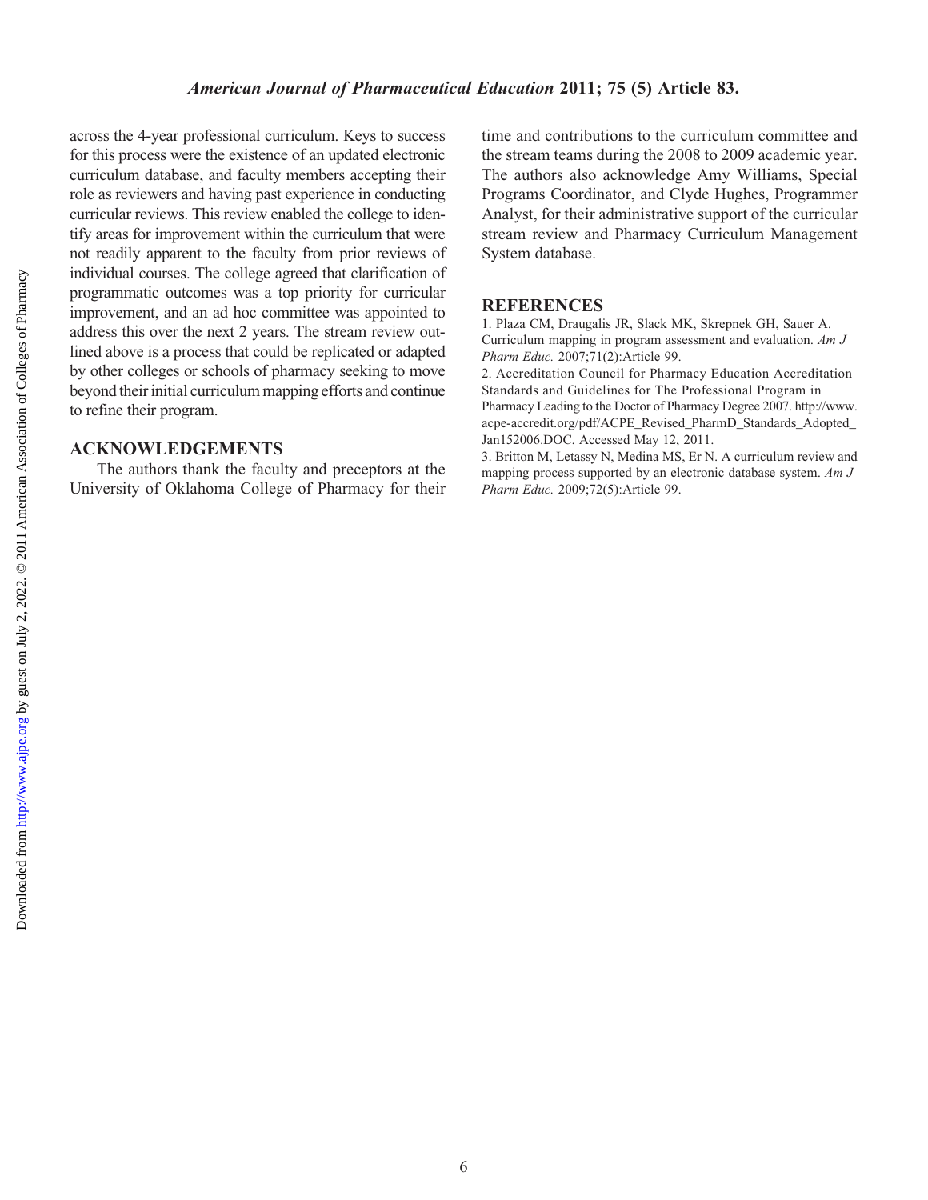across the 4-year professional curriculum. Keys to success for this process were the existence of an updated electronic curriculum database, and faculty members accepting their role as reviewers and having past experience in conducting curricular reviews. This review enabled the college to identify areas for improvement within the curriculum that were not readily apparent to the faculty from prior reviews of individual courses. The college agreed that clarification of programmatic outcomes was a top priority for curricular improvement, and an ad hoc committee was appointed to address this over the next 2 years. The stream review outlined above is a process that could be replicated or adapted by other colleges or schools of pharmacy seeking to move beyond their initial curriculum mapping efforts and continue to refine their program.

## ACKNOWLEDGEMENTS

The authors thank the faculty and preceptors at the University of Oklahoma College of Pharmacy for their time and contributions to the curriculum committee and the stream teams during the 2008 to 2009 academic year. The authors also acknowledge Amy Williams, Special Programs Coordinator, and Clyde Hughes, Programmer Analyst, for their administrative support of the curricular stream review and Pharmacy Curriculum Management System database.

## REFERENCES

1. Plaza CM, Draugalis JR, Slack MK, Skrepnek GH, Sauer A. Curriculum mapping in program assessment and evaluation. *Am J Pharm Educ.* 2007;71(2):Article 99.
2. Accreditation Council for Pharmacy Education Accreditation Standards and Guidelines for The Professional Program in Pharmacy Leading to the Doctor of Pharmacy Degree 2007. http://www.acpe-accredit.org/pdf/ACPE_Revised_PharmD_Standards_Adopted_Jan152006.DOC. Accessed May 12, 2011.
3. Britton M, Letassy N, Medina MS, Er N. A curriculum review and mapping process supported by an electronic database system. *Am J Pharm Educ.* 2009;72(5):Article 99.